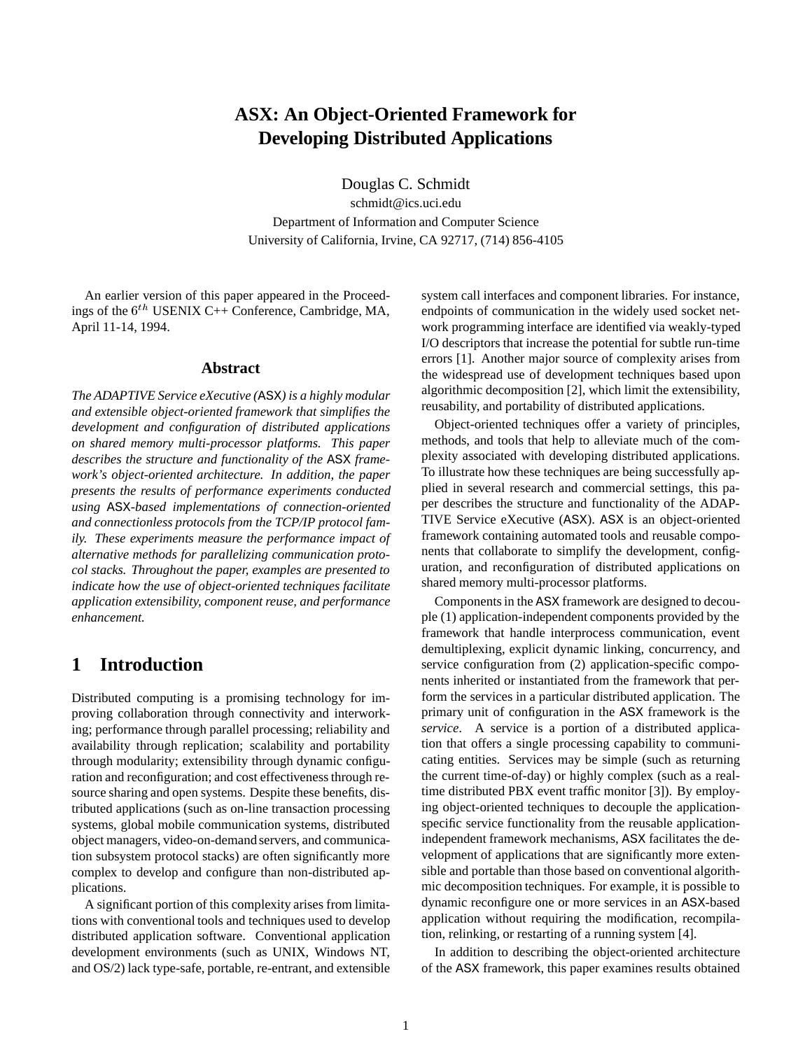# ASX: An Object-Oriented Framework for Developing Distributed Applications

Douglas C. Schmidt

schmidt@ics.uci.edu

Department of Information and Computer Science

University of California, Irvine, CA 92717, (714) 856-4105

An earlier version of this paper appeared in the Proceedings of the $6^{th}$ USENIX C++ Conference, Cambridge, MA, April 11-14, 1994.

## Abstract

*The ADAPTIVE Service eXecutive (*ASX*) is a highly modular and extensible object-oriented framework that simplifies the development and configuration of distributed applications on shared memory multi-processor platforms. This paper describes the structure and functionality of the* ASX *framework's object-oriented architecture. In addition, the paper presents the results of performance experiments conducted using* ASX*-based implementations of connection-oriented and connectionless protocols from the TCP/IP protocol family. These experiments measure the performance impact of alternative methods for parallelizing communication protocol stacks. Throughout the paper, examples are presented to indicate how the use of object-oriented techniques facilitate application extensibility, component reuse, and performance enhancement.*

## 1 Introduction

Distributed computing is a promising technology for improving collaboration through connectivity and interworking; performance through parallel processing; reliability and availability through replication; scalability and portability through modularity; extensibility through dynamic configuration and reconfiguration; and cost effectiveness through resource sharing and open systems. Despite these benefits, distributed applications (such as on-line transaction processing systems, global mobile communication systems, distributed object managers, video-on-demand servers, and communication subsystem protocol stacks) are often significantly more complex to develop and configure than non-distributed applications.

A significant portion of this complexity arises from limitations with conventional tools and techniques used to develop distributed application software. Conventional application development environments (such as UNIX, Windows NT, and OS/2) lack type-safe, portable, re-entrant, and extensible system call interfaces and component libraries. For instance, endpoints of communication in the widely used socket network programming interface are identified via weakly-typed I/O descriptors that increase the potential for subtle run-time errors [1]. Another major source of complexity arises from the widespread use of development techniques based upon algorithmic decomposition [2], which limit the extensibility, reusability, and portability of distributed applications.

Object-oriented techniques offer a variety of principles, methods, and tools that help to alleviate much of the complexity associated with developing distributed applications. To illustrate how these techniques are being successfully applied in several research and commercial settings, this paper describes the structure and functionality of the ADAPTIVE Service eXecutive (ASX). ASX is an object-oriented framework containing automated tools and reusable components that collaborate to simplify the development, configuration, and reconfiguration of distributed applications on shared memory multi-processor platforms.

Components in the ASX framework are designed to decouple (1) application-independent components provided by the framework that handle interprocess communication, event demultiplexing, explicit dynamic linking, concurrency, and service configuration from (2) application-specific components inherited or instantiated from the framework that perform the services in a particular distributed application. The primary unit of configuration in the ASX framework is the *service*. A service is a portion of a distributed application that offers a single processing capability to communicating entities. Services may be simple (such as returning the current time-of-day) or highly complex (such as a real-time distributed PBX event traffic monitor [3]). By employing object-oriented techniques to decouple the application-specific service functionality from the reusable application-independent framework mechanisms, ASX facilitates the development of applications that are significantly more extensible and portable than those based on conventional algorithmic decomposition techniques. For example, it is possible to dynamic reconfigure one or more services in an ASX-based application without requiring the modification, recompilation, relinking, or restarting of a running system [4].

In addition to describing the object-oriented architecture of the ASX framework, this paper examines results obtained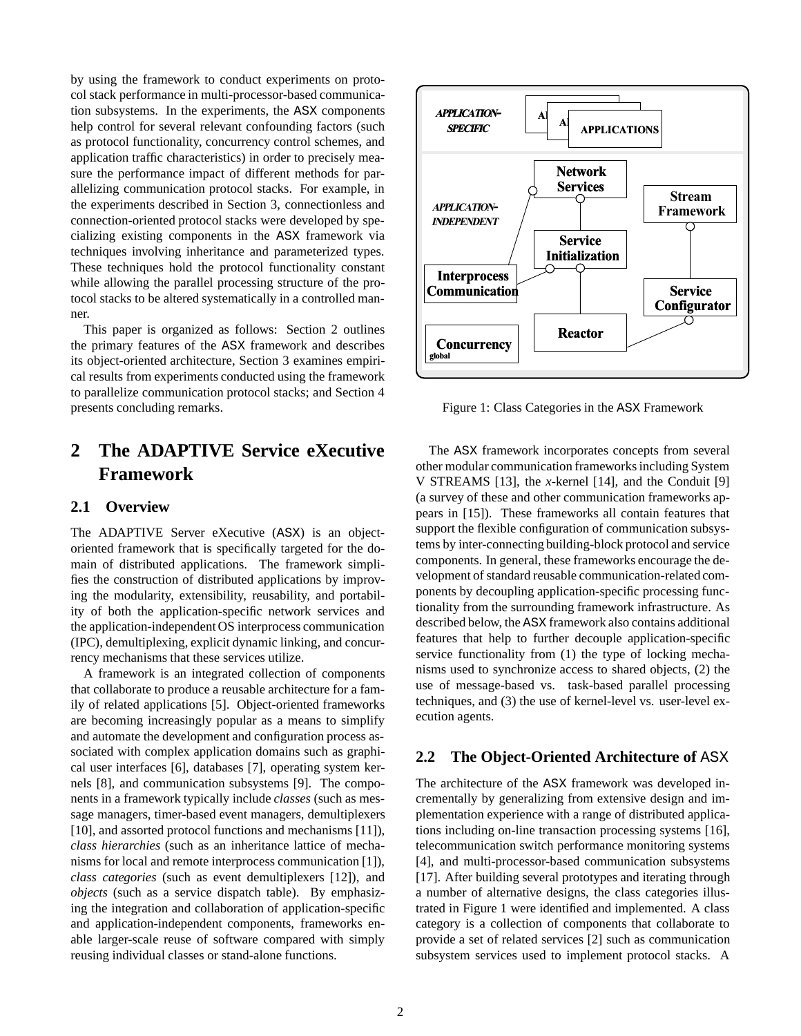by using the framework to conduct experiments on protocol stack performance in multi-processor-based communication subsystems. In the experiments, the ASX components help control for several relevant confounding factors (such as protocol functionality, concurrency control schemes, and application traffic characteristics) in order to precisely measure the performance impact of different methods for parallelizing communication protocol stacks. For example, in the experiments described in Section 3, connectionless and connection-oriented protocol stacks were developed by specializing existing components in the ASX framework via techniques involving inheritance and parameterized types. These techniques hold the protocol functionality constant while allowing the parallel processing structure of the protocol stacks to be altered systematically in a controlled manner.

This paper is organized as follows: Section 2 outlines the primary features of the ASX framework and describes its object-oriented architecture, Section 3 examines empirical results from experiments conducted using the framework to parallelize communication protocol stacks; and Section 4 presents concluding remarks.

## 2 The ADAPTIVE Service eXecutive Framework

### 2.1 Overview

The ADAPTIVE Server eXecutive (ASX) is an object-oriented framework that is specifically targeted for the domain of distributed applications. The framework simplifies the construction of distributed applications by improving the modularity, extensibility, reusability, and portability of both the application-specific network services and the application-independent OS interprocess communication (IPC), demultiplexing, explicit dynamic linking, and concurrency mechanisms that these services utilize.

A framework is an integrated collection of components that collaborate to produce a reusable architecture for a family of related applications [5]. Object-oriented frameworks are becoming increasingly popular as a means to simplify and automate the development and configuration process associated with complex application domains such as graphical user interfaces [6], databases [7], operating system kernels [8], and communication subsystems [9]. The components in a framework typically include *classes* (such as message managers, timer-based event managers, demultiplexers [10], and assorted protocol functions and mechanisms [11]), *class hierarchies* (such as an inheritance lattice of mechanisms for local and remote interprocess communication [1]), *class categories* (such as event demultiplexers [12]), and *objects* (such as a service dispatch table). By emphasizing the integration and collaboration of application-specific and application-independent components, frameworks enable larger-scale reuse of software compared with simply reusing individual classes or stand-alone functions.

APPLICATION-SPECIFIC: APPLICATIONS

APPLICATION-INDEPENDENT: Network Services, Stream Framework, Service Initialization, Interprocess Communication, Service Configurator, Reactor, Concurrency (global)

Figure 1: Class Categories in the ASX Framework

The ASX framework incorporates concepts from several other modular communication frameworks including System V STREAMS [13], the *x*-kernel [14], and the Conduit [9] (a survey of these and other communication frameworks appears in [15]). These frameworks all contain features that support the flexible configuration of communication subsystems by inter-connecting building-block protocol and service components. In general, these frameworks encourage the development of standard reusable communication-related components by decoupling application-specific processing functionality from the surrounding framework infrastructure. As described below, the ASX framework also contains additional features that help to further decouple application-specific service functionality from (1) the type of locking mechanisms used to synchronize access to shared objects, (2) the use of message-based vs. task-based parallel processing techniques, and (3) the use of kernel-level vs. user-level execution agents.

### 2.2 The Object-Oriented Architecture of ASX

The architecture of the ASX framework was developed incrementally by generalizing from extensive design and implementation experience with a range of distributed applications including on-line transaction processing systems [16], telecommunication switch performance monitoring systems [4], and multi-processor-based communication subsystems [17]. After building several prototypes and iterating through a number of alternative designs, the class categories illustrated in Figure 1 were identified and implemented. A class category is a collection of components that collaborate to provide a set of related services [2] such as communication subsystem services used to implement protocol stacks. A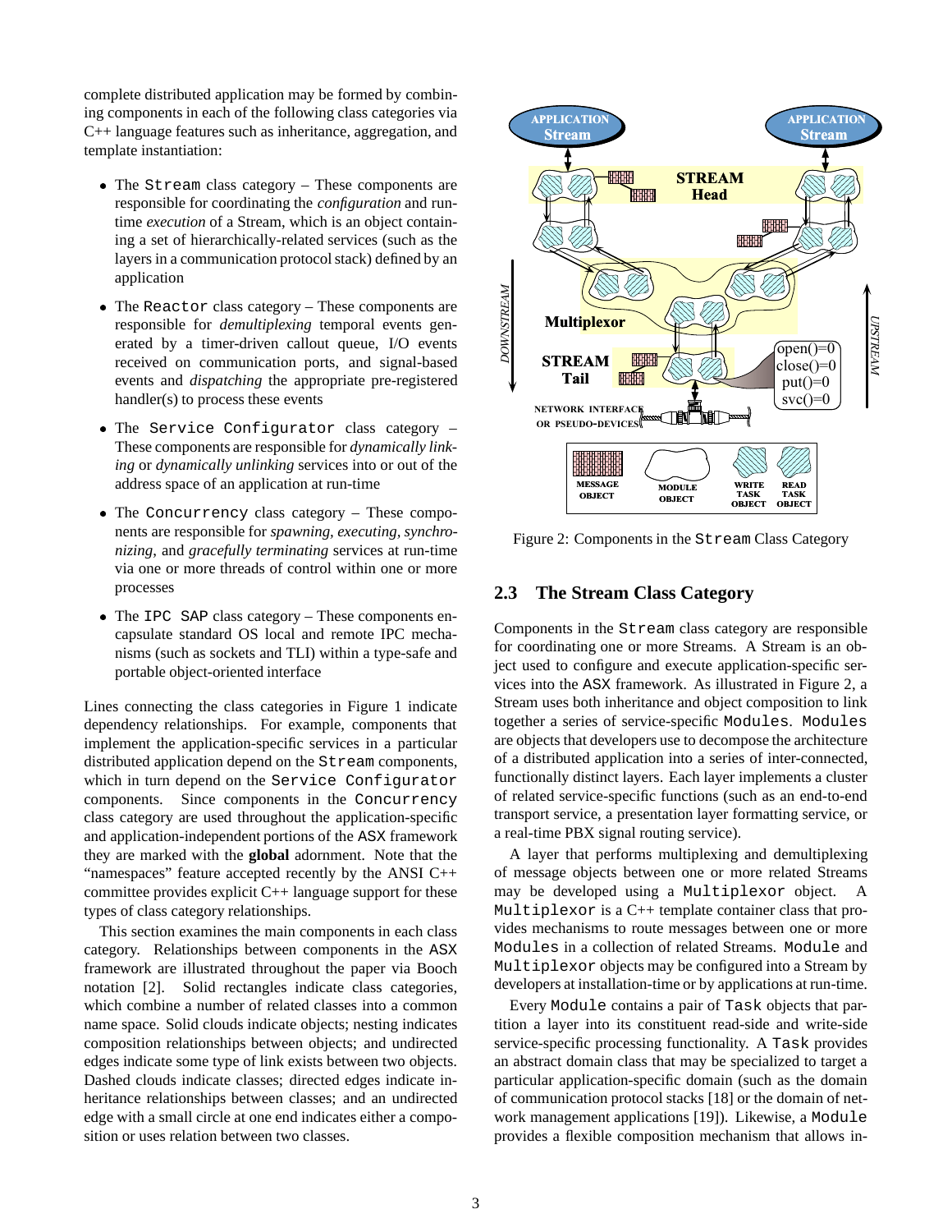complete distributed application may be formed by combining components in each of the following class categories via C++ language features such as inheritance, aggregation, and template instantiation:

- The `Stream` class category – These components are responsible for coordinating the *configuration* and run-time *execution* of a Stream, which is an object containing a set of hierarchically-related services (such as the layers in a communication protocol stack) defined by an application
- The `Reactor` class category – These components are responsible for *demultiplexing* temporal events generated by a timer-driven callout queue, I/O events received on communication ports, and signal-based events and *dispatching* the appropriate pre-registered handler(s) to process these events
- The `Service Configurator` class category – These components are responsible for *dynamically linking* or *dynamically unlinking* services into or out of the address space of an application at run-time
- The `Concurrency` class category – These components are responsible for *spawning, executing, synchronizing*, and *gracefully terminating* services at run-time via one or more threads of control within one or more processes
- The `IPC SAP` class category – These components encapsulate standard OS local and remote IPC mechanisms (such as sockets and TLI) within a type-safe and portable object-oriented interface

Lines connecting the class categories in Figure 1 indicate dependency relationships. For example, components that implement the application-specific services in a particular distributed application depend on the `Stream` components, which in turn depend on the `Service Configurator` components. Since components in the `Concurrency` class category are used throughout the application-specific and application-independent portions of the `ASX` framework they are marked with the **global** adornment. Note that the "namespaces" feature accepted recently by the ANSI C++ committee provides explicit C++ language support for these types of class category relationships.

This section examines the main components in each class category. Relationships between components in the `ASX` framework are illustrated throughout the paper via Booch notation [2]. Solid rectangles indicate class categories, which combine a number of related classes into a common name space. Solid clouds indicate objects; nesting indicates composition relationships between objects; and undirected edges indicate some type of link exists between two objects. Dashed clouds indicate classes; directed edges indicate inheritance relationships between classes; and an undirected edge with a small circle at one end indicates either a composition or uses relation between two classes.

Figure 2: Components in the `Stream` Class Category

## 2.3 The Stream Class Category

Components in the `Stream` class category are responsible for coordinating one or more Streams. A Stream is an object used to configure and execute application-specific services into the `ASX` framework. As illustrated in Figure 2, a Stream uses both inheritance and object composition to link together a series of service-specific `Modules`. `Modules` are objects that developers use to decompose the architecture of a distributed application into a series of inter-connected, functionally distinct layers. Each layer implements a cluster of related service-specific functions (such as an end-to-end transport service, a presentation layer formatting service, or a real-time PBX signal routing service).

A layer that performs multiplexing and demultiplexing of message objects between one or more related Streams may be developed using a `Multiplexor` object. A `Multiplexor` is a C++ template container class that provides mechanisms to route messages between one or more `Modules` in a collection of related Streams. `Module` and `Multiplexor` objects may be configured into a Stream by developers at installation-time or by applications at run-time.

Every `Module` contains a pair of `Task` objects that partition a layer into its constituent read-side and write-side service-specific processing functionality. A `Task` provides an abstract domain class that may be specialized to target a particular application-specific domain (such as the domain of communication protocol stacks [18] or the domain of network management applications [19]). Likewise, a `Module` provides a flexible composition mechanism that allows in-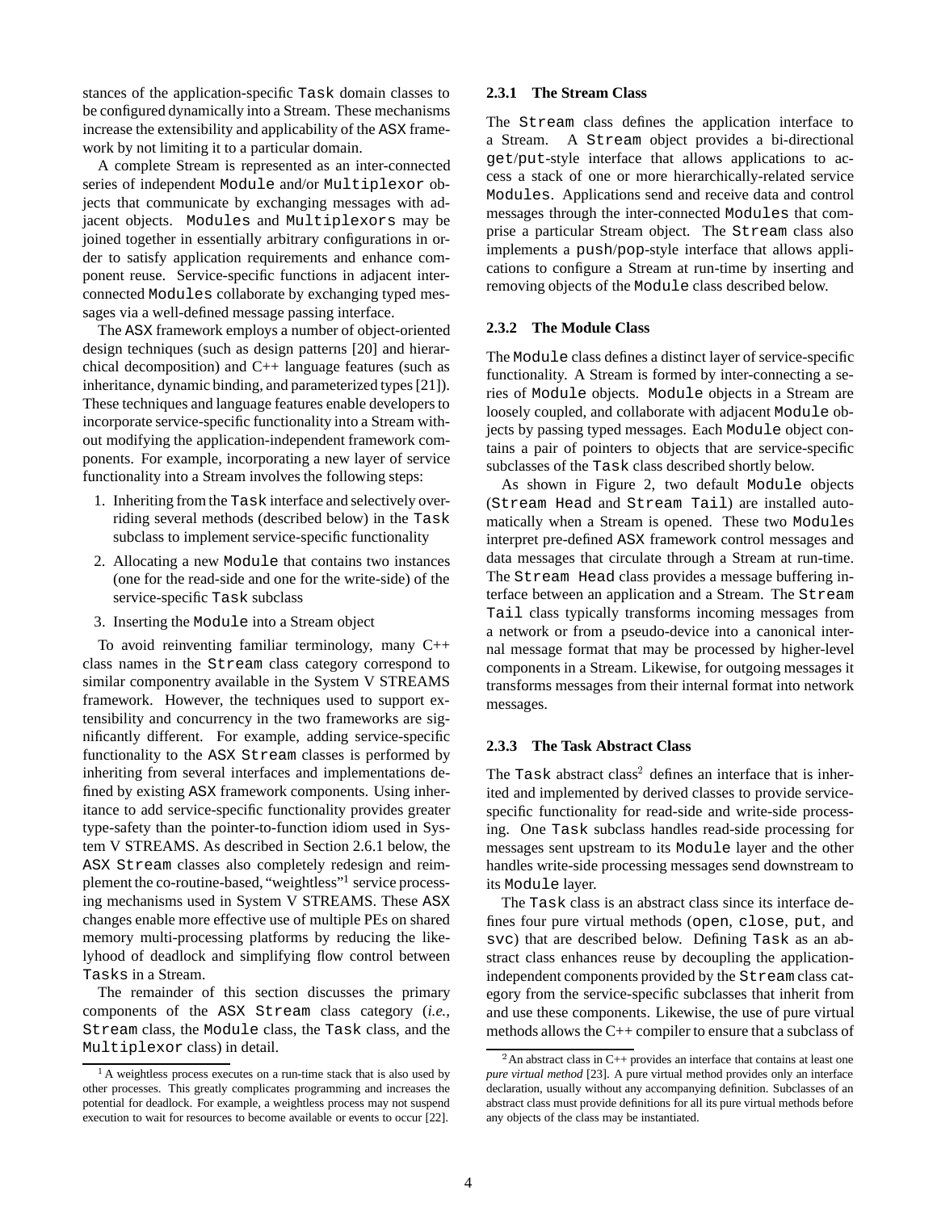stances of the application-specific Task domain classes to be configured dynamically into a Stream. These mechanisms increase the extensibility and applicability of the ASX framework by not limiting it to a particular domain.

A complete Stream is represented as an inter-connected series of independent Module and/or Multiplexor objects that communicate by exchanging messages with adjacent objects. Modules and Multiplexors may be joined together in essentially arbitrary configurations in order to satisfy application requirements and enhance component reuse. Service-specific functions in adjacent interconnected Modules collaborate by exchanging typed messages via a well-defined message passing interface.

The ASX framework employs a number of object-oriented design techniques (such as design patterns [20] and hierarchical decomposition) and C++ language features (such as inheritance, dynamic binding, and parameterized types [21]). These techniques and language features enable developers to incorporate service-specific functionality into a Stream without modifying the application-independent framework components. For example, incorporating a new layer of service functionality into a Stream involves the following steps:

1. Inheriting from the Task interface and selectively overriding several methods (described below) in the Task subclass to implement service-specific functionality
2. Allocating a new Module that contains two instances (one for the read-side and one for the write-side) of the service-specific Task subclass
3. Inserting the Module into a Stream object

To avoid reinventing familiar terminology, many C++ class names in the Stream class category correspond to similar componentry available in the System V STREAMS framework. However, the techniques used to support extensibility and concurrency in the two frameworks are significantly different. For example, adding service-specific functionality to the ASX Stream classes is performed by inheriting from several interfaces and implementations defined by existing ASX framework components. Using inheritance to add service-specific functionality provides greater type-safety than the pointer-to-function idiom used in System V STREAMS. As described in Section 2.6.1 below, the ASX Stream classes also completely redesign and reimplement the co-routine-based, "weightless"[1] service processing mechanisms used in System V STREAMS. These ASX changes enable more effective use of multiple PEs on shared memory multi-processing platforms by reducing the likelyhood of deadlock and simplifying flow control between Tasks in a Stream.

The remainder of this section discusses the primary components of the ASX Stream class category (*i.e.,* Stream class, the Module class, the Task class, and the Multiplexor class) in detail.

[1] A weightless process executes on a run-time stack that is also used by other processes. This greatly complicates programming and increases the potential for deadlock. For example, a weightless process may not suspend execution to wait for resources to become available or events to occur [22].

#### 2.3.1 The Stream Class

The Stream class defines the application interface to a Stream. A Stream object provides a bi-directional get/put-style interface that allows applications to access a stack of one or more hierarchically-related service Modules. Applications send and receive data and control messages through the inter-connected Modules that comprise a particular Stream object. The Stream class also implements a push/pop-style interface that allows applications to configure a Stream at run-time by inserting and removing objects of the Module class described below.

#### 2.3.2 The Module Class

The Module class defines a distinct layer of service-specific functionality. A Stream is formed by inter-connecting a series of Module objects. Module objects in a Stream are loosely coupled, and collaborate with adjacent Module objects by passing typed messages. Each Module object contains a pair of pointers to objects that are service-specific subclasses of the Task class described shortly below.

As shown in Figure 2, two default Module objects (Stream Head and Stream Tail) are installed automatically when a Stream is opened. These two Modules interpret pre-defined ASX framework control messages and data messages that circulate through a Stream at run-time. The Stream Head class provides a message buffering interface between an application and a Stream. The Stream Tail class typically transforms incoming messages from a network or from a pseudo-device into a canonical internal message format that may be processed by higher-level components in a Stream. Likewise, for outgoing messages it transforms messages from their internal format into network messages.

#### 2.3.3 The Task Abstract Class

The Task abstract class[2] defines an interface that is inherited and implemented by derived classes to provide service-specific functionality for read-side and write-side processing. One Task subclass handles read-side processing for messages sent upstream to its Module layer and the other handles write-side processing messages send downstream to its Module layer.

The Task class is an abstract class since its interface defines four pure virtual methods (open, close, put, and svc) that are described below. Defining Task as an abstract class enhances reuse by decoupling the application-independent components provided by the Stream class category from the service-specific subclasses that inherit from and use these components. Likewise, the use of pure virtual methods allows the C++ compiler to ensure that a subclass of

[2] An abstract class in C++ provides an interface that contains at least one *pure virtual method* [23]. A pure virtual method provides only an interface declaration, usually without any accompanying definition. Subclasses of an abstract class must provide definitions for all its pure virtual methods before any objects of the class may be instantiated.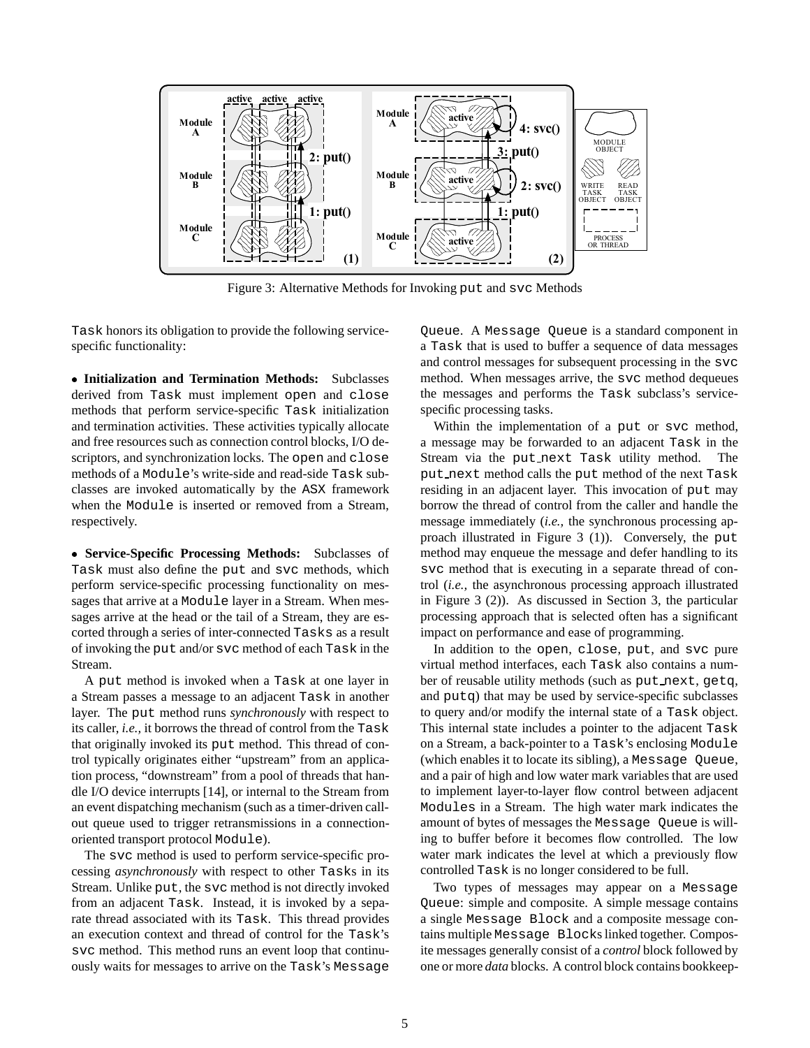Figure 3: Alternative Methods for Invoking put and svc Methods

Task honors its obligation to provide the following service-specific functionality:

• **Initialization and Termination Methods:** Subclasses derived from Task must implement open and close methods that perform service-specific Task initialization and termination activities. These activities typically allocate and free resources such as connection control blocks, I/O descriptors, and synchronization locks. The open and close methods of a Module's write-side and read-side Task subclasses are invoked automatically by the ASX framework when the Module is inserted or removed from a Stream, respectively.

• **Service-Specific Processing Methods:** Subclasses of Task must also define the put and svc methods, which perform service-specific processing functionality on messages that arrive at a Module layer in a Stream. When messages arrive at the head or the tail of a Stream, they are escorted through a series of inter-connected Tasks as a result of invoking the put and/or svc method of each Task in the Stream.

A put method is invoked when a Task at one layer in a Stream passes a message to an adjacent Task in another layer. The put method runs *synchronously* with respect to its caller, *i.e.,* it borrows the thread of control from the Task that originally invoked its put method. This thread of control typically originates either "upstream" from an application process, "downstream" from a pool of threads that handle I/O device interrupts [14], or internal to the Stream from an event dispatching mechanism (such as a timer-driven callout queue used to trigger retransmissions in a connection-oriented transport protocol Module).

The svc method is used to perform service-specific processing *asynchronously* with respect to other Tasks in its Stream. Unlike put, the svc method is not directly invoked from an adjacent Task. Instead, it is invoked by a separate thread associated with its Task. This thread provides an execution context and thread of control for the Task's svc method. This method runs an event loop that continuously waits for messages to arrive on the Task's Message Queue. A Message Queue is a standard component in a Task that is used to buffer a sequence of data messages and control messages for subsequent processing in the svc method. When messages arrive, the svc method dequeues the messages and performs the Task subclass's service-specific processing tasks.

Within the implementation of a put or svc method, a message may be forwarded to an adjacent Task in the Stream via the put_next Task utility method. The put_next method calls the put method of the next Task residing in an adjacent layer. This invocation of put may borrow the thread of control from the caller and handle the message immediately (*i.e.,* the synchronous processing approach illustrated in Figure 3 (1)). Conversely, the put method may enqueue the message and defer handling to its svc method that is executing in a separate thread of control (*i.e.,* the asynchronous processing approach illustrated in Figure 3 (2)). As discussed in Section 3, the particular processing approach that is selected often has a significant impact on performance and ease of programming.

In addition to the open, close, put, and svc pure virtual method interfaces, each Task also contains a number of reusable utility methods (such as put_next, getq, and putq) that may be used by service-specific subclasses to query and/or modify the internal state of a Task object. This internal state includes a pointer to the adjacent Task on a Stream, a back-pointer to a Task's enclosing Module (which enables it to locate its sibling), a Message Queue, and a pair of high and low water mark variables that are used to implement layer-to-layer flow control between adjacent Modules in a Stream. The high water mark indicates the amount of bytes of messages the Message Queue is willing to buffer before it becomes flow controlled. The low water mark indicates the level at which a previously flow controlled Task is no longer considered to be full.

Two types of messages may appear on a Message Queue: simple and composite. A simple message contains a single Message Block and a composite message contains multiple Message Blocks linked together. Composite messages generally consist of a *control* block followed by one or more *data* blocks. A control block contains bookkeep-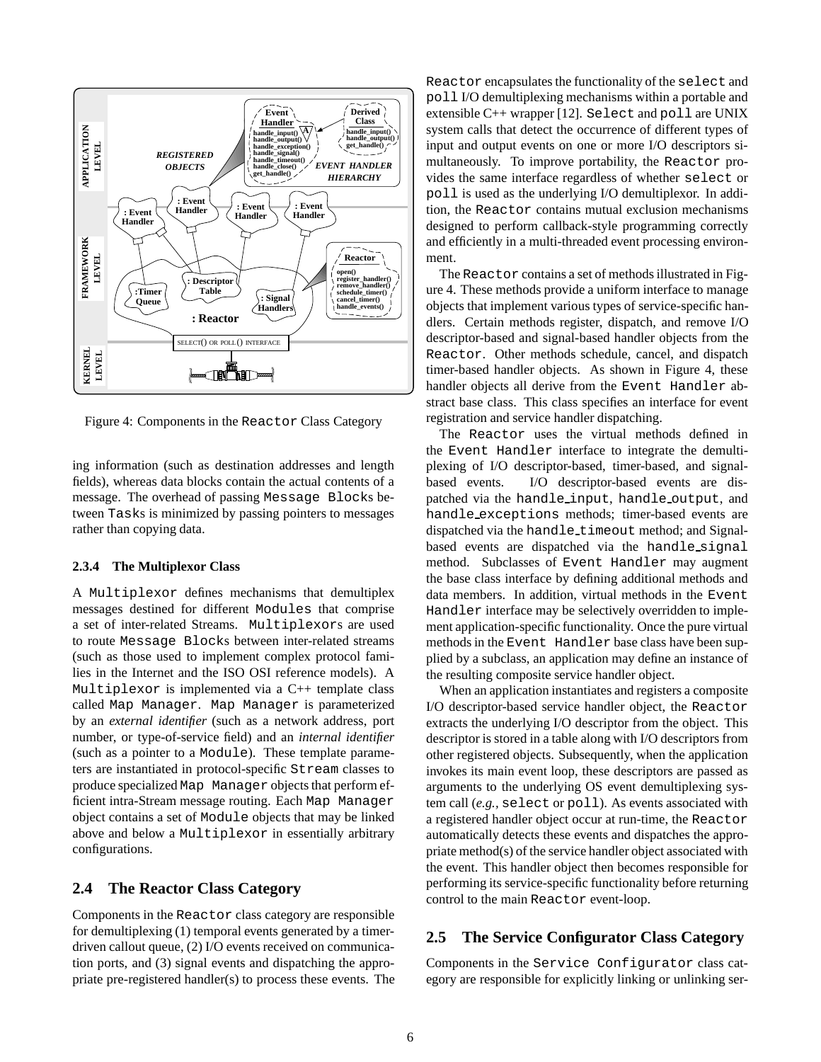Figure 4: Components in the Reactor Class Category

ing information (such as destination addresses and length fields), whereas data blocks contain the actual contents of a message. The overhead of passing Message Blocks between Tasks is minimized by passing pointers to messages rather than copying data.

#### 2.3.4 The Multiplexor Class

A Multiplexor defines mechanisms that demultiplex messages destined for different Modules that comprise a set of inter-related Streams. Multiplexors are used to route Message Blocks between inter-related streams (such as those used to implement complex protocol families in the Internet and the ISO OSI reference models). A Multiplexor is implemented via a C++ template class called Map Manager. Map Manager is parameterized by an *external identifier* (such as a network address, port number, or type-of-service field) and an *internal identifier* (such as a pointer to a Module). These template parameters are instantiated in protocol-specific Stream classes to produce specialized Map Manager objects that perform efficient intra-Stream message routing. Each Map Manager object contains a set of Module objects that may be linked above and below a Multiplexor in essentially arbitrary configurations.

### 2.4 The Reactor Class Category

Components in the Reactor class category are responsible for demultiplexing (1) temporal events generated by a timer-driven callout queue, (2) I/O events received on communication ports, and (3) signal events and dispatching the appropriate pre-registered handler(s) to process these events. The Reactor encapsulates the functionality of the select and poll I/O demultiplexing mechanisms within a portable and extensible C++ wrapper [12]. Select and poll are UNIX system calls that detect the occurrence of different types of input and output events on one or more I/O descriptors simultaneously. To improve portability, the Reactor provides the same interface regardless of whether select or poll is used as the underlying I/O demultiplexor. In addition, the Reactor contains mutual exclusion mechanisms designed to perform callback-style programming correctly and efficiently in a multi-threaded event processing environment.

The Reactor contains a set of methods illustrated in Figure 4. These methods provide a uniform interface to manage objects that implement various types of service-specific handlers. Certain methods register, dispatch, and remove I/O descriptor-based and signal-based handler objects from the Reactor. Other methods schedule, cancel, and dispatch timer-based handler objects. As shown in Figure 4, these handler objects all derive from the Event Handler abstract base class. This class specifies an interface for event registration and service handler dispatching.

The Reactor uses the virtual methods defined in the Event Handler interface to integrate the demultiplexing of I/O descriptor-based, timer-based, and signal-based events. I/O descriptor-based events are dispatched via the handle_input, handle_output, and handle_exceptions methods; timer-based events are dispatched via the handle_timeout method; and Signal-based events are dispatched via the handle_signal method. Subclasses of Event Handler may augment the base class interface by defining additional methods and data members. In addition, virtual methods in the Event Handler interface may be selectively overridden to implement application-specific functionality. Once the pure virtual methods in the Event Handler base class have been supplied by a subclass, an application may define an instance of the resulting composite service handler object.

When an application instantiates and registers a composite I/O descriptor-based service handler object, the Reactor extracts the underlying I/O descriptor from the object. This descriptor is stored in a table along with I/O descriptors from other registered objects. Subsequently, when the application invokes its main event loop, these descriptors are passed as arguments to the underlying OS event demultiplexing system call (*e.g.,* select or poll). As events associated with a registered handler object occur at run-time, the Reactor automatically detects these events and dispatches the appropriate method(s) of the service handler object associated with the event. This handler object then becomes responsible for performing its service-specific functionality before returning control to the main Reactor event-loop.

### 2.5 The Service Configurator Class Category

Components in the Service Configurator class category are responsible for explicitly linking or unlinking ser-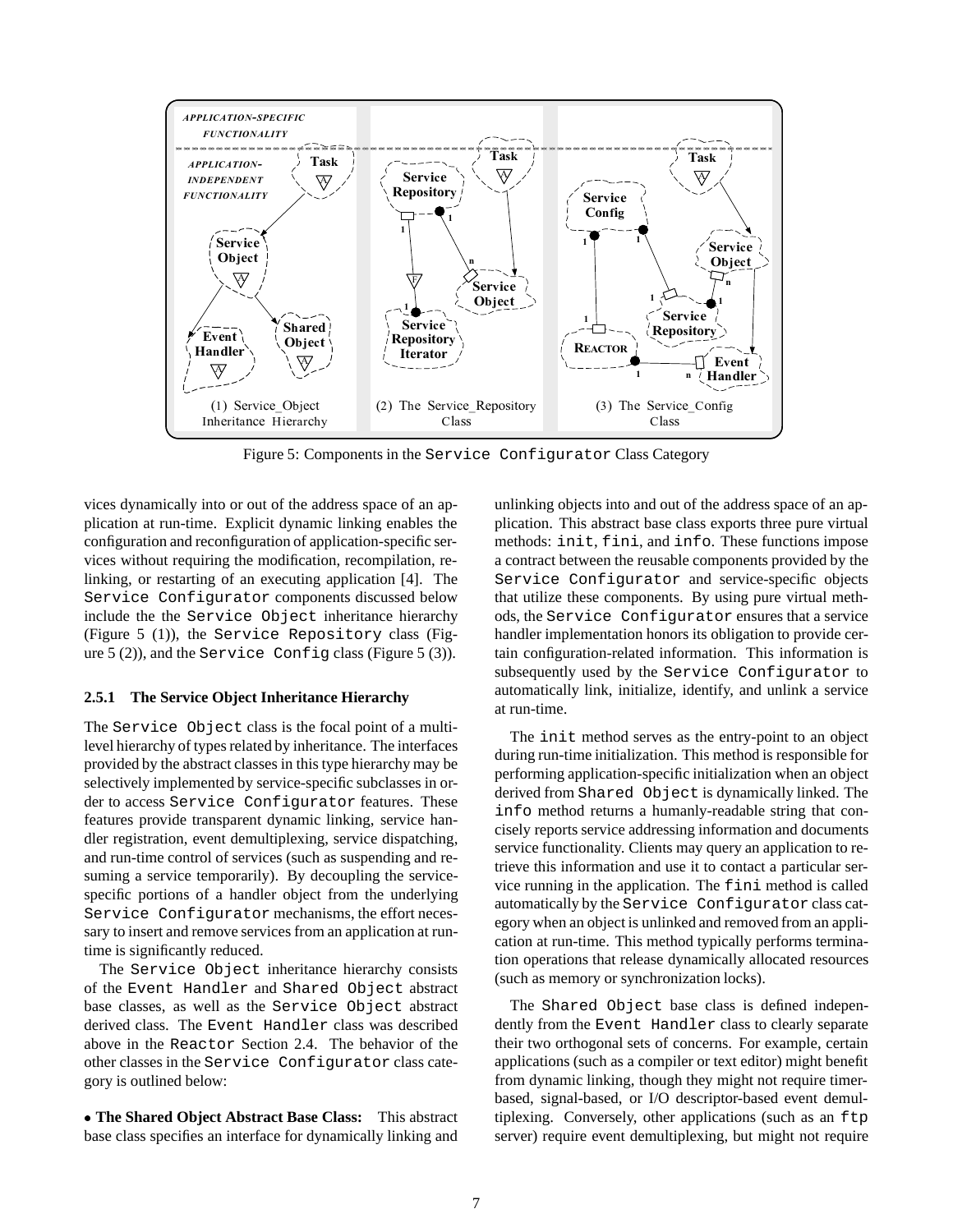Figure 5: Components in the Service Configurator Class Category

vices dynamically into or out of the address space of an application at run-time. Explicit dynamic linking enables the configuration and reconfiguration of application-specific services without requiring the modification, recompilation, relinking, or restarting of an executing application [4]. The Service Configurator components discussed below include the the Service Object inheritance hierarchy (Figure 5 (1)), the Service Repository class (Figure 5 (2)), and the Service Config class (Figure 5 (3)).

### 2.5.1 The Service Object Inheritance Hierarchy

The Service Object class is the focal point of a multi-level hierarchy of types related by inheritance. The interfaces provided by the abstract classes in this type hierarchy may be selectively implemented by service-specific subclasses in order to access Service Configurator features. These features provide transparent dynamic linking, service handler registration, event demultiplexing, service dispatching, and run-time control of services (such as suspending and resuming a service temporarily). By decoupling the service-specific portions of a handler object from the underlying Service Configurator mechanisms, the effort necessary to insert and remove services from an application at run-time is significantly reduced.

The Service Object inheritance hierarchy consists of the Event Handler and Shared Object abstract base classes, as well as the Service Object abstract derived class. The Event Handler class was described above in the Reactor Section 2.4. The behavior of the other classes in the Service Configurator class category is outlined below:

• **The Shared Object Abstract Base Class:** This abstract base class specifies an interface for dynamically linking and unlinking objects into and out of the address space of an application. This abstract base class exports three pure virtual methods: init, fini, and info. These functions impose a contract between the reusable components provided by the Service Configurator and service-specific objects that utilize these components. By using pure virtual methods, the Service Configurator ensures that a service handler implementation honors its obligation to provide certain configuration-related information. This information is subsequently used by the Service Configurator to automatically link, initialize, identify, and unlink a service at run-time.

The init method serves as the entry-point to an object during run-time initialization. This method is responsible for performing application-specific initialization when an object derived from Shared Object is dynamically linked. The info method returns a humanly-readable string that concisely reports service addressing information and documents service functionality. Clients may query an application to retrieve this information and use it to contact a particular service running in the application. The fini method is called automatically by the Service Configurator class category when an object is unlinked and removed from an application at run-time. This method typically performs termination operations that release dynamically allocated resources (such as memory or synchronization locks).

The Shared Object base class is defined independently from the Event Handler class to clearly separate their two orthogonal sets of concerns. For example, certain applications (such as a compiler or text editor) might benefit from dynamic linking, though they might not require timer-based, signal-based, or I/O descriptor-based event demultiplexing. Conversely, other applications (such as an ftp server) require event demultiplexing, but might not require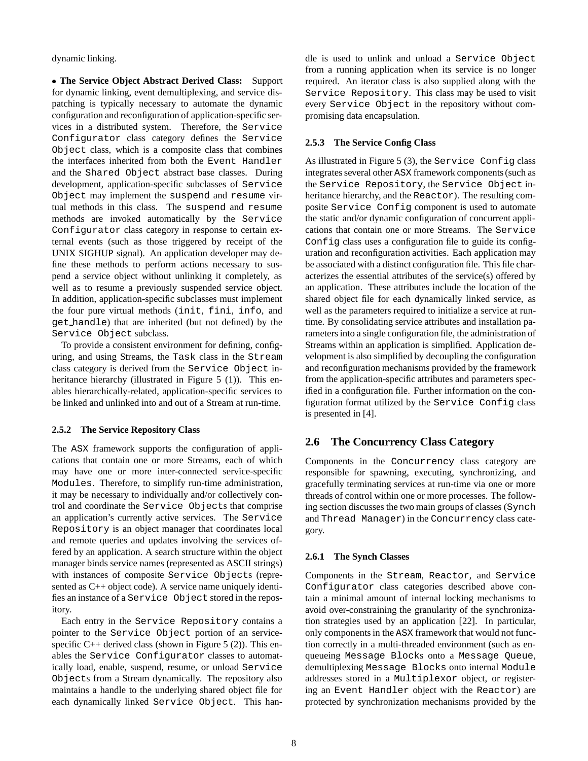dynamic linking.

- **The Service Object Abstract Derived Class:** Support for dynamic linking, event demultiplexing, and service dispatching is typically necessary to automate the dynamic configuration and reconfiguration of application-specific services in a distributed system. Therefore, the Service Configurator class category defines the Service Object class, which is a composite class that combines the interfaces inherited from both the Event Handler and the Shared Object abstract base classes. During development, application-specific subclasses of Service Object may implement the suspend and resume virtual methods in this class. The suspend and resume methods are invoked automatically by the Service Configurator class category in response to certain external events (such as those triggered by receipt of the UNIX SIGHUP signal). An application developer may define these methods to perform actions necessary to suspend a service object without unlinking it completely, as well as to resume a previously suspended service object. In addition, application-specific subclasses must implement the four pure virtual methods (init, fini, info, and get_handle) that are inherited (but not defined) by the Service Object subclass.

To provide a consistent environment for defining, configuring, and using Streams, the Task class in the Stream class category is derived from the Service Object inheritance hierarchy (illustrated in Figure 5 (1)). This enables hierarchically-related, application-specific services to be linked and unlinked into and out of a Stream at run-time.

#### 2.5.2 The Service Repository Class

The ASX framework supports the configuration of applications that contain one or more Streams, each of which may have one or more inter-connected service-specific Modules. Therefore, to simplify run-time administration, it may be necessary to individually and/or collectively control and coordinate the Service Objects that comprise an application's currently active services. The Service Repository is an object manager that coordinates local and remote queries and updates involving the services offered by an application. A search structure within the object manager binds service names (represented as ASCII strings) with instances of composite Service Objects (represented as C++ object code). A service name uniquely identifies an instance of a Service Object stored in the repository.

Each entry in the Service Repository contains a pointer to the Service Object portion of an service-specific C++ derived class (shown in Figure 5 (2)). This enables the Service Configurator classes to automatically load, enable, suspend, resume, or unload Service Objects from a Stream dynamically. The repository also maintains a handle to the underlying shared object file for each dynamically linked Service Object. This handle is used to unlink and unload a Service Object from a running application when its service is no longer required. An iterator class is also supplied along with the Service Repository. This class may be used to visit every Service Object in the repository without compromising data encapsulation.

#### 2.5.3 The Service Config Class

As illustrated in Figure 5 (3), the Service Config class integrates several other ASX framework components (such as the Service Repository, the Service Object inheritance hierarchy, and the Reactor). The resulting composite Service Config component is used to automate the static and/or dynamic configuration of concurrent applications that contain one or more Streams. The Service Config class uses a configuration file to guide its configuration and reconfiguration activities. Each application may be associated with a distinct configuration file. This file characterizes the essential attributes of the service(s) offered by an application. These attributes include the location of the shared object file for each dynamically linked service, as well as the parameters required to initialize a service at run-time. By consolidating service attributes and installation parameters into a single configuration file, the administration of Streams within an application is simplified. Application development is also simplified by decoupling the configuration and reconfiguration mechanisms provided by the framework from the application-specific attributes and parameters specified in a configuration file. Further information on the configuration format utilized by the Service Config class is presented in [4].

## 2.6 The Concurrency Class Category

Components in the Concurrency class category are responsible for spawning, executing, synchronizing, and gracefully terminating services at run-time via one or more threads of control within one or more processes. The following section discusses the two main groups of classes (Synch and Thread Manager) in the Concurrency class category.

#### 2.6.1 The Synch Classes

Components in the Stream, Reactor, and Service Configurator class categories described above contain a minimal amount of internal locking mechanisms to avoid over-constraining the granularity of the synchronization strategies used by an application [22]. In particular, only components in the ASX framework that would not function correctly in a multi-threaded environment (such as enqueueing Message Blocks onto a Message Queue, demultiplexing Message Blocks onto internal Module addresses stored in a Multiplexor object, or registering an Event Handler object with the Reactor) are protected by synchronization mechanisms provided by the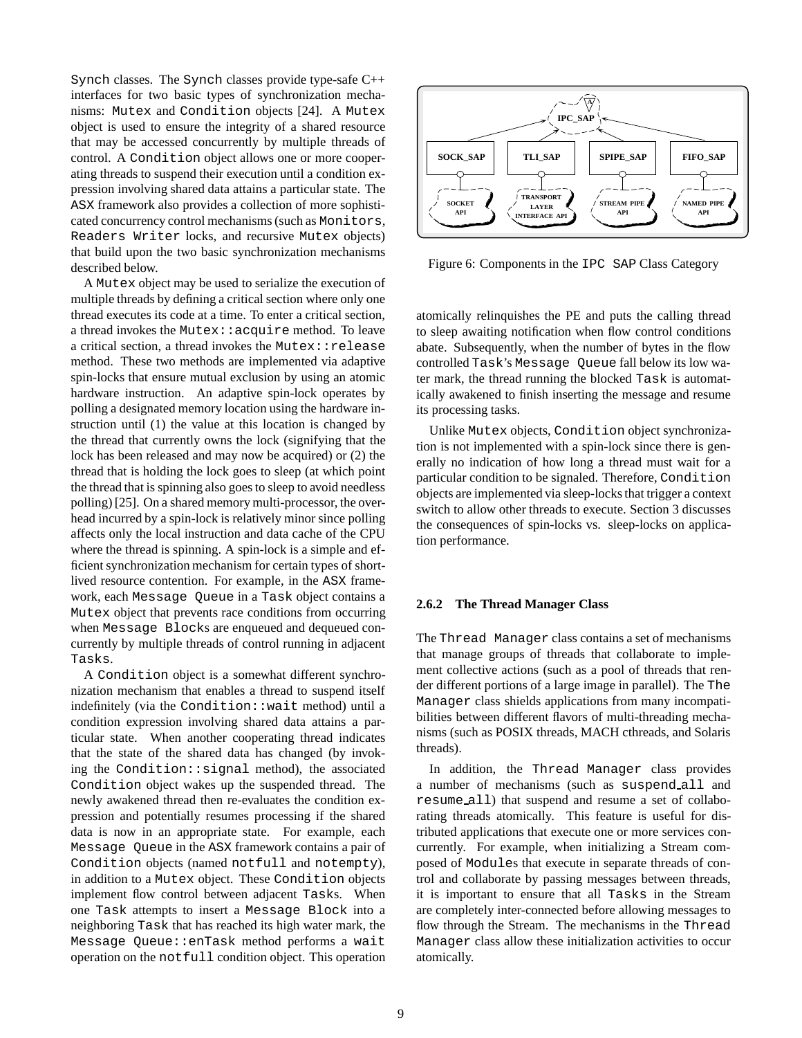Synch classes. The Synch classes provide type-safe C++ interfaces for two basic types of synchronization mechanisms: Mutex and Condition objects [24]. A Mutex object is used to ensure the integrity of a shared resource that may be accessed concurrently by multiple threads of control. A Condition object allows one or more cooperating threads to suspend their execution until a condition expression involving shared data attains a particular state. The ASX framework also provides a collection of more sophisticated concurrency control mechanisms (such as Monitors, Readers Writer locks, and recursive Mutex objects) that build upon the two basic synchronization mechanisms described below.

A Mutex object may be used to serialize the execution of multiple threads by defining a critical section where only one thread executes its code at a time. To enter a critical section, a thread invokes the Mutex::acquire method. To leave a critical section, a thread invokes the Mutex::release method. These two methods are implemented via adaptive spin-locks that ensure mutual exclusion by using an atomic hardware instruction. An adaptive spin-lock operates by polling a designated memory location using the hardware instruction until (1) the value at this location is changed by the thread that currently owns the lock (signifying that the lock has been released and may now be acquired) or (2) the thread that is holding the lock goes to sleep (at which point the thread that is spinning also goes to sleep to avoid needless polling) [25]. On a shared memory multi-processor, the overhead incurred by a spin-lock is relatively minor since polling affects only the local instruction and data cache of the CPU where the thread is spinning. A spin-lock is a simple and efficient synchronization mechanism for certain types of short-lived resource contention. For example, in the ASX framework, each Message Queue in a Task object contains a Mutex object that prevents race conditions from occurring when Message Blocks are enqueued and dequeued concurrently by multiple threads of control running in adjacent Tasks.

A Condition object is a somewhat different synchronization mechanism that enables a thread to suspend itself indefinitely (via the Condition::wait method) until a condition expression involving shared data attains a particular state. When another cooperating thread indicates that the state of the shared data has changed (by invoking the Condition::signal method), the associated Condition object wakes up the suspended thread. The newly awakened thread then re-evaluates the condition expression and potentially resumes processing if the shared data is now in an appropriate state. For example, each Message Queue in the ASX framework contains a pair of Condition objects (named notfull and notempty), in addition to a Mutex object. These Condition objects implement flow control between adjacent Tasks. When one Task attempts to insert a Message Block into a neighboring Task that has reached its high water mark, the Message Queue::enTask method performs a wait operation on the notfull condition object. This operation atomically relinquishes the PE and puts the calling thread to sleep awaiting notification when flow control conditions abate. Subsequently, when the number of bytes in the flow controlled Task's Message Queue fall below its low water mark, the thread running the blocked Task is automatically awakened to finish inserting the message and resume its processing tasks.

Figure 6: Components in the IPC SAP Class Category

Unlike Mutex objects, Condition object synchronization is not implemented with a spin-lock since there is generally no indication of how long a thread must wait for a particular condition to be signaled. Therefore, Condition objects are implemented via sleep-locks that trigger a context switch to allow other threads to execute. Section 3 discusses the consequences of spin-locks vs. sleep-locks on application performance.

#### 2.6.2 The Thread Manager Class

The Thread Manager class contains a set of mechanisms that manage groups of threads that collaborate to implement collective actions (such as a pool of threads that render different portions of a large image in parallel). The The Manager class shields applications from many incompatibilities between different flavors of multi-threading mechanisms (such as POSIX threads, MACH cthreads, and Solaris threads).

In addition, the Thread Manager class provides a number of mechanisms (such as suspend_all and resume_all) that suspend and resume a set of collaborating threads atomically. This feature is useful for distributed applications that execute one or more services concurrently. For example, when initializing a Stream composed of Modules that execute in separate threads of control and collaborate by passing messages between threads, it is important to ensure that all Tasks in the Stream are completely inter-connected before allowing messages to flow through the Stream. The mechanisms in the Thread Manager class allow these initialization activities to occur atomically.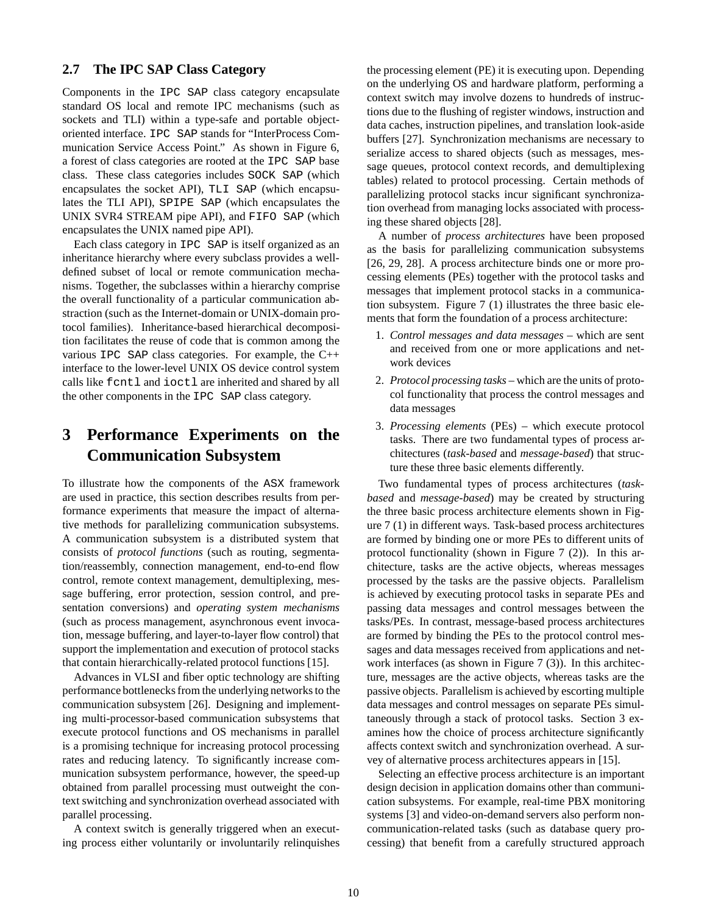### 2.7 The IPC SAP Class Category

Components in the IPC SAP class category encapsulate standard OS local and remote IPC mechanisms (such as sockets and TLI) within a type-safe and portable object-oriented interface. IPC SAP stands for "InterProcess Communication Service Access Point." As shown in Figure 6, a forest of class categories are rooted at the IPC SAP base class. These class categories includes SOCK SAP (which encapsulates the socket API), TLI SAP (which encapsulates the TLI API), SPIPE SAP (which encapsulates the UNIX SVR4 STREAM pipe API), and FIFO SAP (which encapsulates the UNIX named pipe API).

Each class category in IPC SAP is itself organized as an inheritance hierarchy where every subclass provides a well-defined subset of local or remote communication mechanisms. Together, the subclasses within a hierarchy comprise the overall functionality of a particular communication abstraction (such as the Internet-domain or UNIX-domain protocol families). Inheritance-based hierarchical decomposition facilitates the reuse of code that is common among the various IPC SAP class categories. For example, the C++ interface to the lower-level UNIX OS device control system calls like fcntl and ioctl are inherited and shared by all the other components in the IPC SAP class category.

# 3 Performance Experiments on the Communication Subsystem

To illustrate how the components of the ASX framework are used in practice, this section describes results from performance experiments that measure the impact of alternative methods for parallelizing communication subsystems. A communication subsystem is a distributed system that consists of *protocol functions* (such as routing, segmentation/reassembly, connection management, end-to-end flow control, remote context management, demultiplexing, message buffering, error protection, session control, and presentation conversions) and *operating system mechanisms* (such as process management, asynchronous event invocation, message buffering, and layer-to-layer flow control) that support the implementation and execution of protocol stacks that contain hierarchically-related protocol functions [15].

Advances in VLSI and fiber optic technology are shifting performance bottlenecks from the underlying networks to the communication subsystem [26]. Designing and implementing multi-processor-based communication subsystems that execute protocol functions and OS mechanisms in parallel is a promising technique for increasing protocol processing rates and reducing latency. To significantly increase communication subsystem performance, however, the speed-up obtained from parallel processing must outweight the context switching and synchronization overhead associated with parallel processing.

A context switch is generally triggered when an executing process either voluntarily or involuntarily relinquishes the processing element (PE) it is executing upon. Depending on the underlying OS and hardware platform, performing a context switch may involve dozens to hundreds of instructions due to the flushing of register windows, instruction and data caches, instruction pipelines, and translation look-aside buffers [27]. Synchronization mechanisms are necessary to serialize access to shared objects (such as messages, message queues, protocol context records, and demultiplexing tables) related to protocol processing. Certain methods of parallelizing protocol stacks incur significant synchronization overhead from managing locks associated with processing these shared objects [28].

A number of *process architectures* have been proposed as the basis for parallelizing communication subsystems [26, 29, 28]. A process architecture binds one or more processing elements (PEs) together with the protocol tasks and messages that implement protocol stacks in a communication subsystem. Figure 7 (1) illustrates the three basic elements that form the foundation of a process architecture:

1. *Control messages and data messages* – which are sent and received from one or more applications and network devices
2. *Protocol processing tasks* – which are the units of protocol functionality that process the control messages and data messages
3. *Processing elements* (PEs) – which execute protocol tasks. There are two fundamental types of process architectures (*task-based* and *message-based*) that structure these three basic elements differently.

Two fundamental types of process architectures (*task-based* and *message-based*) may be created by structuring the three basic process architecture elements shown in Figure 7 (1) in different ways. Task-based process architectures are formed by binding one or more PEs to different units of protocol functionality (shown in Figure 7 (2)). In this architecture, tasks are the active objects, whereas messages processed by the tasks are the passive objects. Parallelism is achieved by executing protocol tasks in separate PEs and passing data messages and control messages between the tasks/PEs. In contrast, message-based process architectures are formed by binding the PEs to the protocol control messages and data messages received from applications and network interfaces (as shown in Figure 7 (3)). In this architecture, messages are the active objects, whereas tasks are the passive objects. Parallelism is achieved by escorting multiple data messages and control messages on separate PEs simultaneously through a stack of protocol tasks. Section 3 examines how the choice of process architecture significantly affects context switch and synchronization overhead. A survey of alternative process architectures appears in [15].

Selecting an effective process architecture is an important design decision in application domains other than communication subsystems. For example, real-time PBX monitoring systems [3] and video-on-demand servers also perform non-communication-related tasks (such as database query processing) that benefit from a carefully structured approach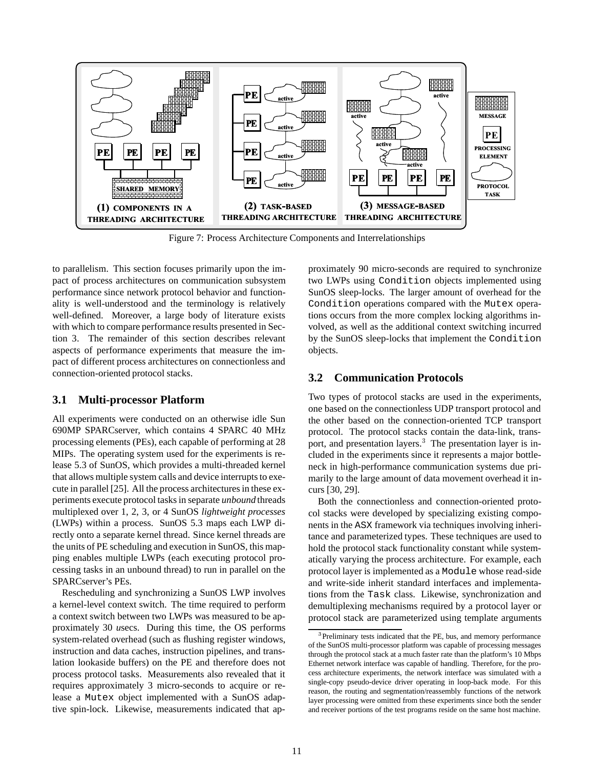Figure 7: Process Architecture Components and Interrelationships

to parallelism. This section focuses primarily upon the impact of process architectures on communication subsystem performance since network protocol behavior and functionality is well-understood and the terminology is relatively well-defined. Moreover, a large body of literature exists with which to compare performance results presented in Section 3. The remainder of this section describes relevant aspects of performance experiments that measure the impact of different process architectures on connectionless and connection-oriented protocol stacks.

### 3.1 Multi-processor Platform

All experiments were conducted on an otherwise idle Sun 690MP SPARCserver, which contains 4 SPARC 40 MHz processing elements (PEs), each capable of performing at 28 MIPs. The operating system used for the experiments is release 5.3 of SunOS, which provides a multi-threaded kernel that allows multiple system calls and device interrupts to execute in parallel [25]. All the process architectures in these experiments execute protocol tasks in separate *unbound* threads multiplexed over 1, 2, 3, or 4 SunOS *lightweight processes* (LWPs) within a process. SunOS 5.3 maps each LWP directly onto a separate kernel thread. Since kernel threads are the units of PE scheduling and execution in SunOS, this mapping enables multiple LWPs (each executing protocol processing tasks in an unbound thread) to run in parallel on the SPARCserver's PEs.

Rescheduling and synchronizing a SunOS LWP involves a kernel-level context switch. The time required to perform a context switch between two LWPs was measured to be approximately 30 *u*secs. During this time, the OS performs system-related overhead (such as flushing register windows, instruction and data caches, instruction pipelines, and translation lookaside buffers) on the PE and therefore does not process protocol tasks. Measurements also revealed that it requires approximately 3 micro-seconds to acquire or release a `Mutex` object implemented with a SunOS adaptive spin-lock. Likewise, measurements indicated that approximately 90 micro-seconds are required to synchronize two LWPs using `Condition` objects implemented using SunOS sleep-locks. The larger amount of overhead for the `Condition` operations compared with the `Mutex` operations occurs from the more complex locking algorithms involved, as well as the additional context switching incurred by the SunOS sleep-locks that implement the `Condition` objects.

### 3.2 Communication Protocols

Two types of protocol stacks are used in the experiments, one based on the connectionless UDP transport protocol and the other based on the connection-oriented TCP transport protocol. The protocol stacks contain the data-link, transport, and presentation layers.[3] The presentation layer is included in the experiments since it represents a major bottleneck in high-performance communication systems due primarily to the large amount of data movement overhead it incurs [30, 29].

Both the connectionless and connection-oriented protocol stacks were developed by specializing existing components in the `ASX` framework via techniques involving inheritance and parameterized types. These techniques are used to hold the protocol stack functionality constant while systematically varying the process architecture. For example, each protocol layer is implemented as a `Module` whose read-side and write-side inherit standard interfaces and implementations from the `Task` class. Likewise, synchronization and demultiplexing mechanisms required by a protocol layer or protocol stack are parameterized using template arguments

[3] Preliminary tests indicated that the PE, bus, and memory performance of the SunOS multi-processor platform was capable of processing messages through the protocol stack at a much faster rate than the platform's 10 Mbps Ethernet network interface was capable of handling. Therefore, for the process architecture experiments, the network interface was simulated with a single-copy pseudo-device driver operating in loop-back mode. For this reason, the routing and segmentation/reassembly functions of the network layer processing were omitted from these experiments since both the sender and receiver portions of the test programs reside on the same host machine.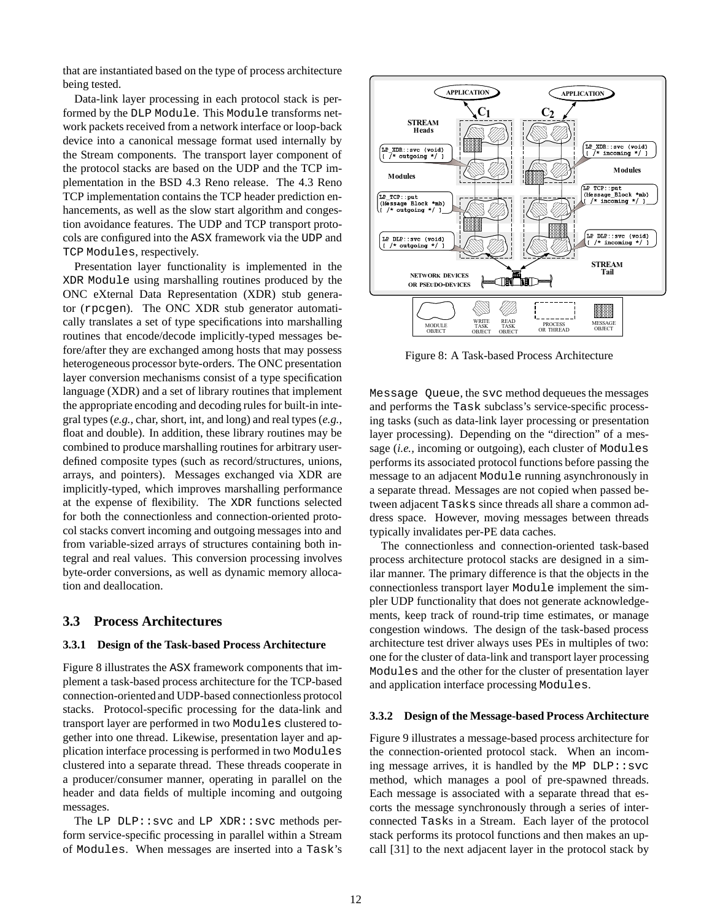that are instantiated based on the type of process architecture being tested.

Data-link layer processing in each protocol stack is performed by the DLP Module. This Module transforms network packets received from a network interface or loop-back device into a canonical message format used internally by the Stream components. The transport layer component of the protocol stacks are based on the UDP and the TCP implementation in the BSD 4.3 Reno release. The 4.3 Reno TCP implementation contains the TCP header prediction enhancements, as well as the slow start algorithm and congestion avoidance features. The UDP and TCP transport protocols are configured into the ASX framework via the UDP and TCP Modules, respectively.

Presentation layer functionality is implemented in the XDR Module using marshalling routines produced by the ONC eXternal Data Representation (XDR) stub generator (rpcgen). The ONC XDR stub generator automatically translates a set of type specifications into marshalling routines that encode/decode implicitly-typed messages before/after they are exchanged among hosts that may possess heterogeneous processor byte-orders. The ONC presentation layer conversion mechanisms consist of a type specification language (XDR) and a set of library routines that implement the appropriate encoding and decoding rules for built-in integral types (*e.g.,* char, short, int, and long) and real types (*e.g.,* float and double). In addition, these library routines may be combined to produce marshalling routines for arbitrary user-defined composite types (such as record/structures, unions, arrays, and pointers). Messages exchanged via XDR are implicitly-typed, which improves marshalling performance at the expense of flexibility. The XDR functions selected for both the connectionless and connection-oriented protocol stacks convert incoming and outgoing messages into and from variable-sized arrays of structures containing both integral and real values. This conversion processing involves byte-order conversions, as well as dynamic memory allocation and deallocation.

## 3.3 Process Architectures

### 3.3.1 Design of the Task-based Process Architecture

Figure 8 illustrates the ASX framework components that implement a task-based process architecture for the TCP-based connection-oriented and UDP-based connectionless protocol stacks. Protocol-specific processing for the data-link and transport layer are performed in two Modules clustered together into one thread. Likewise, presentation layer and application interface processing is performed in two Modules clustered into a separate thread. These threads cooperate in a producer/consumer manner, operating in parallel on the header and data fields of multiple incoming and outgoing messages.

The LP DLP::svc and LP XDR::svc methods perform service-specific processing in parallel within a Stream of Modules. When messages are inserted into a Task's Message Queue, the svc method dequeues the messages and performs the Task subclass's service-specific processing tasks (such as data-link layer processing or presentation layer processing). Depending on the "direction" of a message (*i.e.,* incoming or outgoing), each cluster of Modules performs its associated protocol functions before passing the message to an adjacent Module running asynchronously in a separate thread. Messages are not copied when passed between adjacent Tasks since threads all share a common address space. However, moving messages between threads typically invalidates per-PE data caches.

Figure 8: A Task-based Process Architecture

The connectionless and connection-oriented task-based process architecture protocol stacks are designed in a similar manner. The primary difference is that the objects in the connectionless transport layer Module implement the simpler UDP functionality that does not generate acknowledgements, keep track of round-trip time estimates, or manage congestion windows. The design of the task-based process architecture test driver always uses PEs in multiples of two: one for the cluster of data-link and transport layer processing Modules and the other for the cluster of presentation layer and application interface processing Modules.

### 3.3.2 Design of the Message-based Process Architecture

Figure 9 illustrates a message-based process architecture for the connection-oriented protocol stack. When an incoming message arrives, it is handled by the MP DLP::svc method, which manages a pool of pre-spawned threads. Each message is associated with a separate thread that escorts the message synchronously through a series of interconnected Tasks in a Stream. Each layer of the protocol stack performs its protocol functions and then makes an up-call [31] to the next adjacent layer in the protocol stack by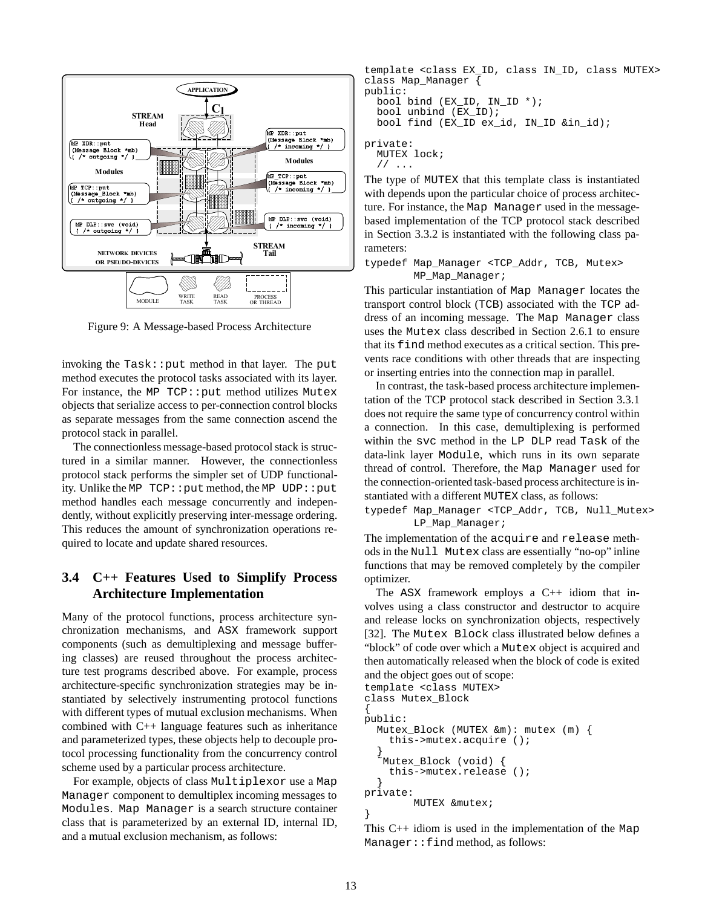Figure 9: A Message-based Process Architecture

invoking the `Task::put` method in that layer. The `put` method executes the protocol tasks associated with its layer. For instance, the `MP TCP::put` method utilizes `Mutex` objects that serialize access to per-connection control blocks as separate messages from the same connection ascend the protocol stack in parallel.

The connectionless message-based protocol stack is structured in a similar manner. However, the connectionless protocol stack performs the simpler set of UDP functionality. Unlike the `MP TCP::put` method, the `MP UDP::put` method handles each message concurrently and independently, without explicitly preserving inter-message ordering. This reduces the amount of synchronization operations required to locate and update shared resources.

### 3.4 C++ Features Used to Simplify Process Architecture Implementation

Many of the protocol functions, process architecture synchronization mechanisms, and ASX framework support components (such as demultiplexing and message buffering classes) are reused throughout the process architecture test programs described above. For example, process architecture-specific synchronization strategies may be instantiated by selectively instrumenting protocol functions with different types of mutual exclusion mechanisms. When combined with C++ language features such as inheritance and parameterized types, these objects help to decouple protocol processing functionality from the concurrency control scheme used by a particular process architecture.

For example, objects of class `Multiplexor` use a `Map Manager` component to demultiplex incoming messages to `Modules`. `Map Manager` is a search structure container class that is parameterized by an external ID, internal ID, and a mutual exclusion mechanism, as follows:

```
template <class EX_ID, class IN_ID, class MUTEX>
class Map_Manager {
public:
  bool bind (EX_ID, IN_ID *);
  bool unbind (EX_ID);
  bool find (EX_ID ex_id, IN_ID &in_id);

private:
  MUTEX lock;
  // ...
```

The type of `MUTEX` that this template class is instantiated with depends upon the particular choice of process architecture. For instance, the `Map Manager` used in the message-based implementation of the TCP protocol stack described in Section 3.3.2 is instantiated with the following class parameters:

```
typedef Map_Manager <TCP_Addr, TCB, Mutex>
        MP_Map_Manager;
```

This particular instantiation of `Map Manager` locates the transport control block (`TCB`) associated with the `TCP` address of an incoming message. The `Map Manager` class uses the `Mutex` class described in Section 2.6.1 to ensure that its `find` method executes as a critical section. This prevents race conditions with other threads that are inspecting or inserting entries into the connection map in parallel.

In contrast, the task-based process architecture implementation of the TCP protocol stack described in Section 3.3.1 does not require the same type of concurrency control within a connection. In this case, demultiplexing is performed within the `svc` method in the `LP DLP` read `Task` of the data-link layer `Module`, which runs in its own separate thread of control. Therefore, the `Map Manager` used for the connection-oriented task-based process architecture is instantiated with a different `MUTEX` class, as follows:

```
typedef Map_Manager <TCP_Addr, TCB, Null_Mutex>
        LP_Map_Manager;
```

The implementation of the `acquire` and `release` methods in the `Null Mutex` class are essentially "no-op" inline functions that may be removed completely by the compiler optimizer.

The ASX framework employs a C++ idiom that involves using a class constructor and destructor to acquire and release locks on synchronization objects, respectively [32]. The `Mutex Block` class illustrated below defines a "block" of code over which a `Mutex` object is acquired and then automatically released when the block of code is exited and the object goes out of scope:

```
template <class MUTEX>
class Mutex_Block
{
public:
  Mutex_Block (MUTEX &m): mutex (m) {
    this->mutex.acquire ();
  }
  ~Mutex_Block (void) {
    this->mutex.release ();
  }
private:
        MUTEX &mutex;
}
```

This C++ idiom is used in the implementation of the `Map Manager::find` method, as follows: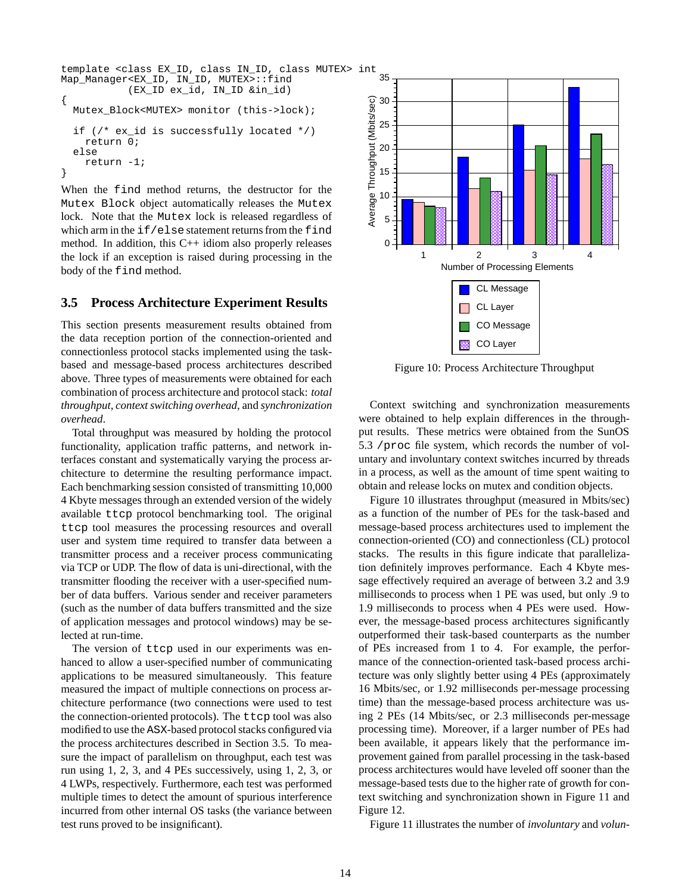```
template <class EX_ID, class IN_ID, class MUTEX> int
Map_Manager<EX_ID, IN_ID, MUTEX>::find
           (EX_ID ex_id, IN_ID &in_id)
{
  Mutex_Block<MUTEX> monitor (this->lock);

  if (/* ex_id is successfully located */)
    return 0;
  else
    return -1;
}
```

When the `find` method returns, the destructor for the `Mutex Block` object automatically releases the `Mutex` lock. Note that the `Mutex` lock is released regardless of which arm in the `if/else` statement returns from the `find` method. In addition, this C++ idiom also properly releases the lock if an exception is raised during processing in the body of the `find` method.

### 3.5 Process Architecture Experiment Results

This section presents measurement results obtained from the data reception portion of the connection-oriented and connectionless protocol stacks implemented using the task-based and message-based process architectures described above. Three types of measurements were obtained for each combination of process architecture and protocol stack: *total throughput*, *context switching overhead*, and *synchronization overhead*.

Total throughput was measured by holding the protocol functionality, application traffic patterns, and network interfaces constant and systematically varying the process architecture to determine the resulting performance impact. Each benchmarking session consisted of transmitting 10,000 4 Kbyte messages through an extended version of the widely available `ttcp` protocol benchmarking tool. The original `ttcp` tool measures the processing resources and overall user and system time required to transfer data between a transmitter process and a receiver process communicating via TCP or UDP. The flow of data is uni-directional, with the transmitter flooding the receiver with a user-specified number of data buffers. Various sender and receiver parameters (such as the number of data buffers transmitted and the size of application messages and protocol windows) may be selected at run-time.

The version of `ttcp` used in our experiments was enhanced to allow a user-specified number of communicating applications to be measured simultaneously. This feature measured the impact of multiple connections on process architecture performance (two connections were used to test the connection-oriented protocols). The `ttcp` tool was also modified to use the ASX-based protocol stacks configured via the process architectures described in Section 3.5. To measure the impact of parallelism on throughput, each test was run using 1, 2, 3, and 4 PEs successively, using 1, 2, 3, or 4 LWPs, respectively. Furthermore, each test was performed multiple times to detect the amount of spurious interference incurred from other internal OS tasks (the variance between test runs proved to be insignificant).

Figure 10: Process Architecture Throughput

Context switching and synchronization measurements were obtained to help explain differences in the throughput results. These metrics were obtained from the SunOS 5.3 `/proc` file system, which records the number of voluntary and involuntary context switches incurred by threads in a process, as well as the amount of time spent waiting to obtain and release locks on mutex and condition objects.

Figure 10 illustrates throughput (measured in Mbits/sec) as a function of the number of PEs for the task-based and message-based process architectures used to implement the connection-oriented (CO) and connectionless (CL) protocol stacks. The results in this figure indicate that parallelization definitely improves performance. Each 4 Kbyte message effectively required an average of between 3.2 and 3.9 milliseconds to process when 1 PE was used, but only .9 to 1.9 milliseconds to process when 4 PEs were used. However, the message-based process architectures significantly outperformed their task-based counterparts as the number of PEs increased from 1 to 4. For example, the performance of the connection-oriented task-based process architecture was only slightly better using 4 PEs (approximately 16 Mbits/sec, or 1.92 milliseconds per-message processing time) than the message-based process architecture was using 2 PEs (14 Mbits/sec, or 2.3 milliseconds per-message processing time). Moreover, if a larger number of PEs had been available, it appears likely that the performance improvement gained from parallel processing in the task-based process architectures would have leveled off sooner than the message-based tests due to the higher rate of growth for context switching and synchronization shown in Figure 11 and Figure 12.

Figure 11 illustrates the number of *involuntary* and *volun-*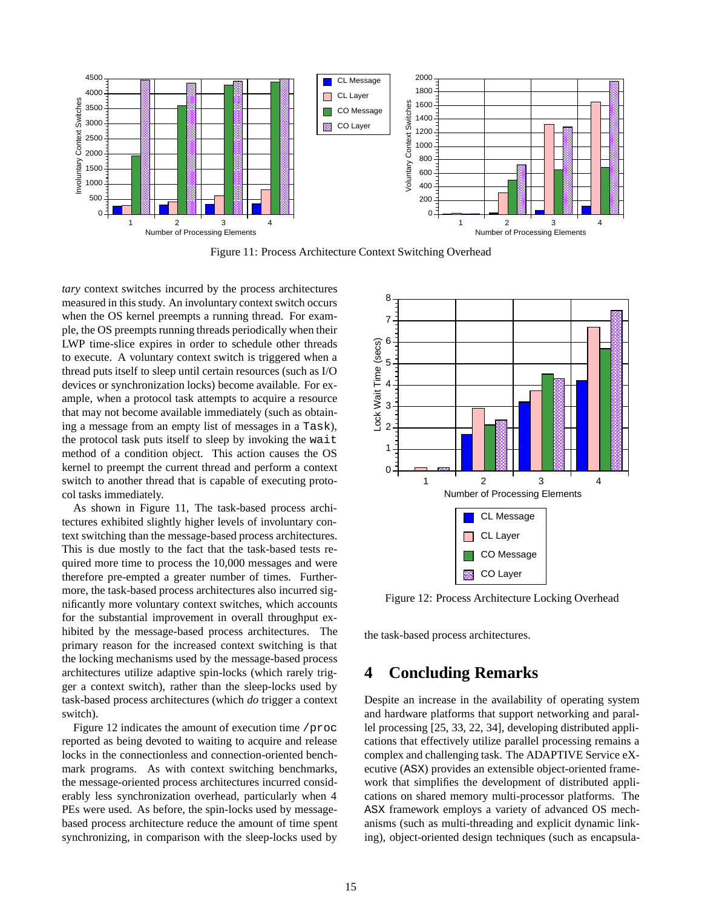Figure 11: Process Architecture Context Switching Overhead

*tary* context switches incurred by the process architectures measured in this study. An involuntary context switch occurs when the OS kernel preempts a running thread. For example, the OS preempts running threads periodically when their LWP time-slice expires in order to schedule other threads to execute. A voluntary context switch is triggered when a thread puts itself to sleep until certain resources (such as I/O devices or synchronization locks) become available. For example, when a protocol task attempts to acquire a resource that may not become available immediately (such as obtaining a message from an empty list of messages in a `Task`), the protocol task puts itself to sleep by invoking the `wait` method of a condition object. This action causes the OS kernel to preempt the current thread and perform a context switch to another thread that is capable of executing protocol tasks immediately.

As shown in Figure 11, The task-based process architectures exhibited slightly higher levels of involuntary context switching than the message-based process architectures. This is due mostly to the fact that the task-based tests required more time to process the 10,000 messages and were therefore pre-empted a greater number of times. Furthermore, the task-based process architectures also incurred significantly more voluntary context switches, which accounts for the substantial improvement in overall throughput exhibited by the message-based process architectures. The primary reason for the increased context switching is that the locking mechanisms used by the message-based process architectures utilize adaptive spin-locks (which rarely trigger a context switch), rather than the sleep-locks used by task-based process architectures (which *do* trigger a context switch).

Figure 12 indicates the amount of execution time `/proc` reported as being devoted to waiting to acquire and release locks in the connectionless and connection-oriented benchmark programs. As with context switching benchmarks, the message-oriented process architectures incurred considerably less synchronization overhead, particularly when 4 PEs were used. As before, the spin-locks used by message-based process architecture reduce the amount of time spent synchronizing, in comparison with the sleep-locks used by the task-based process architectures.

Figure 12: Process Architecture Locking Overhead

# 4 Concluding Remarks

Despite an increase in the availability of operating system and hardware platforms that support networking and parallel processing [25, 33, 22, 34], developing distributed applications that effectively utilize parallel processing remains a complex and challenging task. The ADAPTIVE Service eXecutive (ASX) provides an extensible object-oriented framework that simplifies the development of distributed applications on shared memory multi-processor platforms. The ASX framework employs a variety of advanced OS mechanisms (such as multi-threading and explicit dynamic linking), object-oriented design techniques (such as encapsula-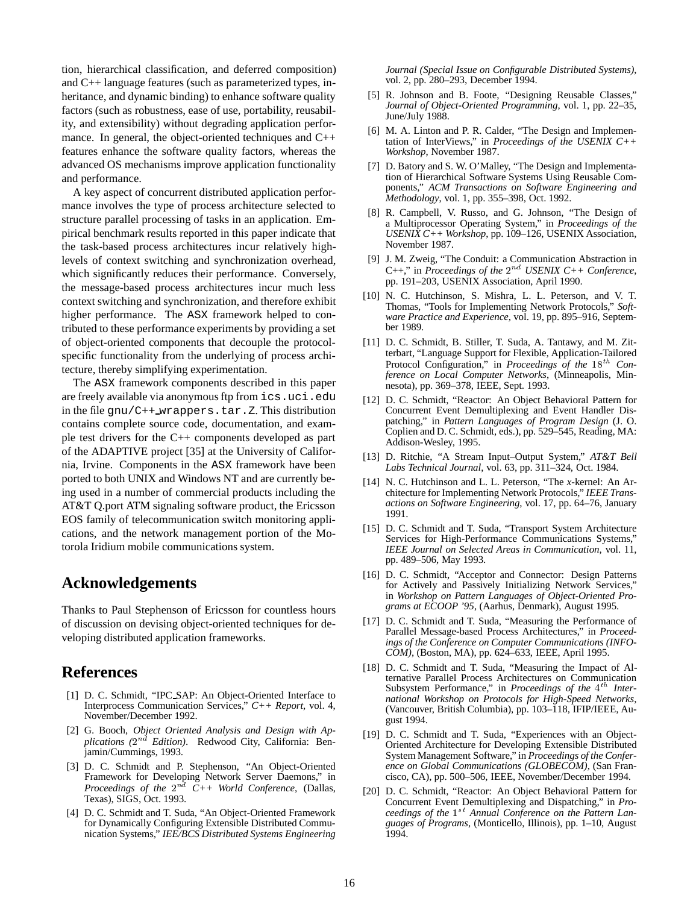tion, hierarchical classification, and deferred composition) and C++ language features (such as parameterized types, inheritance, and dynamic binding) to enhance software quality factors (such as robustness, ease of use, portability, reusability, and extensibility) without degrading application performance. In general, the object-oriented techniques and C++ features enhance the software quality factors, whereas the advanced OS mechanisms improve application functionality and performance.

A key aspect of concurrent distributed application performance involves the type of process architecture selected to structure parallel processing of tasks in an application. Empirical benchmark results reported in this paper indicate that the task-based process architectures incur relatively high-levels of context switching and synchronization overhead, which significantly reduces their performance. Conversely, the message-based process architectures incur much less context switching and synchronization, and therefore exhibit higher performance. The ASX framework helped to contributed to these performance experiments by providing a set of object-oriented components that decouple the protocol-specific functionality from the underlying of process architecture, thereby simplifying experimentation.

The ASX framework components described in this paper are freely available via anonymous ftp from `ics.uci.edu` in the file `gnu/C++_wrappers.tar.Z`. This distribution contains complete source code, documentation, and example test drivers for the C++ components developed as part of the ADAPTIVE project [35] at the University of California, Irvine. Components in the ASX framework have been ported to both UNIX and Windows NT and are currently being used in a number of commercial products including the AT&T Q.port ATM signaling software product, the Ericsson EOS family of telecommunication switch monitoring applications, and the network management portion of the Motorola Iridium mobile communications system.

## Acknowledgements

Thanks to Paul Stephenson of Ericsson for countless hours of discussion on devising object-oriented techniques for developing distributed application frameworks.

## References

[1] D. C. Schmidt, "IPC_SAP: An Object-Oriented Interface to Interprocess Communication Services," *C++ Report*, vol. 4, November/December 1992.

[2] G. Booch, *Object Oriented Analysis and Design with Applications (*$2^{nd}$ *Edition)*. Redwood City, California: Benjamin/Cummings, 1993.

[3] D. C. Schmidt and P. Stephenson, "An Object-Oriented Framework for Developing Network Server Daemons," in *Proceedings of the* $2^{nd}$ *C++ World Conference*, (Dallas, Texas), SIGS, Oct. 1993.

[4] D. C. Schmidt and T. Suda, "An Object-Oriented Framework for Dynamically Configuring Extensible Distributed Communication Systems," *IEE/BCS Distributed Systems Engineering Journal (Special Issue on Configurable Distributed Systems)*, vol. 2, pp. 280–293, December 1994.

[5] R. Johnson and B. Foote, "Designing Reusable Classes," *Journal of Object-Oriented Programming*, vol. 1, pp. 22–35, June/July 1988.

[6] M. A. Linton and P. R. Calder, "The Design and Implementation of InterViews," in *Proceedings of the USENIX C++ Workshop*, November 1987.

[7] D. Batory and S. W. O'Malley, "The Design and Implementation of Hierarchical Software Systems Using Reusable Components," *ACM Transactions on Software Engineering and Methodology*, vol. 1, pp. 355–398, Oct. 1992.

[8] R. Campbell, V. Russo, and G. Johnson, "The Design of a Multiprocessor Operating System," in *Proceedings of the USENIX C++ Workshop*, pp. 109–126, USENIX Association, November 1987.

[9] J. M. Zweig, "The Conduit: a Communication Abstraction in C++," in *Proceedings of the* $2^{nd}$ *USENIX C++ Conference*, pp. 191–203, USENIX Association, April 1990.

[10] N. C. Hutchinson, S. Mishra, L. L. Peterson, and V. T. Thomas, "Tools for Implementing Network Protocols," *Software Practice and Experience*, vol. 19, pp. 895–916, September 1989.

[11] D. C. Schmidt, B. Stiller, T. Suda, A. Tantawy, and M. Zitterbart, "Language Support for Flexible, Application-Tailored Protocol Configuration," in *Proceedings of the* $18^{th}$ *Conference on Local Computer Networks*, (Minneapolis, Minnesota), pp. 369–378, IEEE, Sept. 1993.

[12] D. C. Schmidt, "Reactor: An Object Behavioral Pattern for Concurrent Event Demultiplexing and Event Handler Dispatching," in *Pattern Languages of Program Design* (J. O. Coplien and D. C. Schmidt, eds.), pp. 529–545, Reading, MA: Addison-Wesley, 1995.

[13] D. Ritchie, "A Stream Input–Output System," *AT&T Bell Labs Technical Journal*, vol. 63, pp. 311–324, Oct. 1984.

[14] N. C. Hutchinson and L. L. Peterson, "The *x*-kernel: An Architecture for Implementing Network Protocols," *IEEE Transactions on Software Engineering*, vol. 17, pp. 64–76, January 1991.

[15] D. C. Schmidt and T. Suda, "Transport System Architecture Services for High-Performance Communications Systems," *IEEE Journal on Selected Areas in Communication*, vol. 11, pp. 489–506, May 1993.

[16] D. C. Schmidt, "Acceptor and Connector: Design Patterns for Actively and Passively Initializing Network Services," in *Workshop on Pattern Languages of Object-Oriented Programs at ECOOP '95*, (Aarhus, Denmark), August 1995.

[17] D. C. Schmidt and T. Suda, "Measuring the Performance of Parallel Message-based Process Architectures," in *Proceedings of the Conference on Computer Communications (INFOCOM)*, (Boston, MA), pp. 624–633, IEEE, April 1995.

[18] D. C. Schmidt and T. Suda, "Measuring the Impact of Alternative Parallel Process Architectures on Communication Subsystem Performance," in *Proceedings of the* $4^{th}$ *International Workshop on Protocols for High-Speed Networks*, (Vancouver, British Columbia), pp. 103–118, IFIP/IEEE, August 1994.

[19] D. C. Schmidt and T. Suda, "Experiences with an Object-Oriented Architecture for Developing Extensible Distributed System Management Software," in *Proceedings of the Conference on Global Communications (GLOBECOM)*, (San Francisco, CA), pp. 500–506, IEEE, November/December 1994.

[20] D. C. Schmidt, "Reactor: An Object Behavioral Pattern for Concurrent Event Demultiplexing and Dispatching," in *Proceedings of the* $1^{st}$ *Annual Conference on the Pattern Languages of Programs*, (Monticello, Illinois), pp. 1–10, August 1994.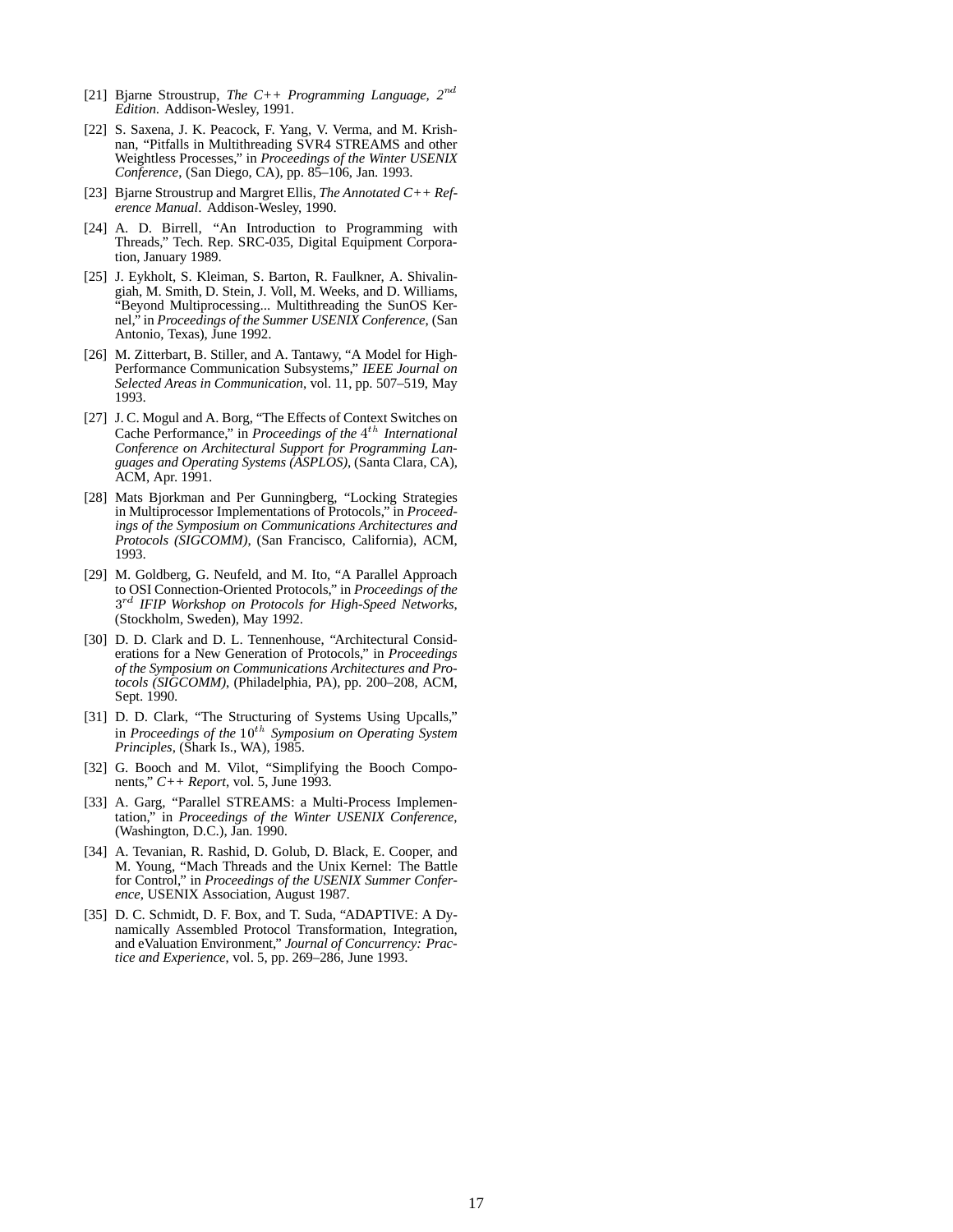[21] Bjarne Stroustrup, *The C++ Programming Language, $2^{nd}$ Edition*. Addison-Wesley, 1991.

[22] S. Saxena, J. K. Peacock, F. Yang, V. Verma, and M. Krishnan, "Pitfalls in Multithreading SVR4 STREAMS and other Weightless Processes," in *Proceedings of the Winter USENIX Conference*, (San Diego, CA), pp. 85–106, Jan. 1993.

[23] Bjarne Stroustrup and Margret Ellis, *The Annotated C++ Reference Manual*. Addison-Wesley, 1990.

[24] A. D. Birrell, "An Introduction to Programming with Threads," Tech. Rep. SRC-035, Digital Equipment Corporation, January 1989.

[25] J. Eykholt, S. Kleiman, S. Barton, R. Faulkner, A. Shivalingiah, M. Smith, D. Stein, J. Voll, M. Weeks, and D. Williams, "Beyond Multiprocessing... Multithreading the SunOS Kernel," in *Proceedings of the Summer USENIX Conference*, (San Antonio, Texas), June 1992.

[26] M. Zitterbart, B. Stiller, and A. Tantawy, "A Model for High-Performance Communication Subsystems," *IEEE Journal on Selected Areas in Communication*, vol. 11, pp. 507–519, May 1993.

[27] J. C. Mogul and A. Borg, "The Effects of Context Switches on Cache Performance," in *Proceedings of the $4^{th}$ International Conference on Architectural Support for Programming Languages and Operating Systems (ASPLOS)*, (Santa Clara, CA), ACM, Apr. 1991.

[28] Mats Bjorkman and Per Gunningberg, "Locking Strategies in Multiprocessor Implementations of Protocols," in *Proceedings of the Symposium on Communications Architectures and Protocols (SIGCOMM)*, (San Francisco, California), ACM, 1993.

[29] M. Goldberg, G. Neufeld, and M. Ito, "A Parallel Approach to OSI Connection-Oriented Protocols," in *Proceedings of the $3^{rd}$ IFIP Workshop on Protocols for High-Speed Networks*, (Stockholm, Sweden), May 1992.

[30] D. D. Clark and D. L. Tennenhouse, "Architectural Considerations for a New Generation of Protocols," in *Proceedings of the Symposium on Communications Architectures and Protocols (SIGCOMM)*, (Philadelphia, PA), pp. 200–208, ACM, Sept. 1990.

[31] D. D. Clark, "The Structuring of Systems Using Upcalls," in *Proceedings of the $10^{th}$ Symposium on Operating System Principles*, (Shark Is., WA), 1985.

[32] G. Booch and M. Vilot, "Simplifying the Booch Components," *C++ Report*, vol. 5, June 1993.

[33] A. Garg, "Parallel STREAMS: a Multi-Process Implementation," in *Proceedings of the Winter USENIX Conference*, (Washington, D.C.), Jan. 1990.

[34] A. Tevanian, R. Rashid, D. Golub, D. Black, E. Cooper, and M. Young, "Mach Threads and the Unix Kernel: The Battle for Control," in *Proceedings of the USENIX Summer Conference*, USENIX Association, August 1987.

[35] D. C. Schmidt, D. F. Box, and T. Suda, "ADAPTIVE: A Dynamically Assembled Protocol Transformation, Integration, and eValuation Environment," *Journal of Concurrency: Practice and Experience*, vol. 5, pp. 269–286, June 1993.